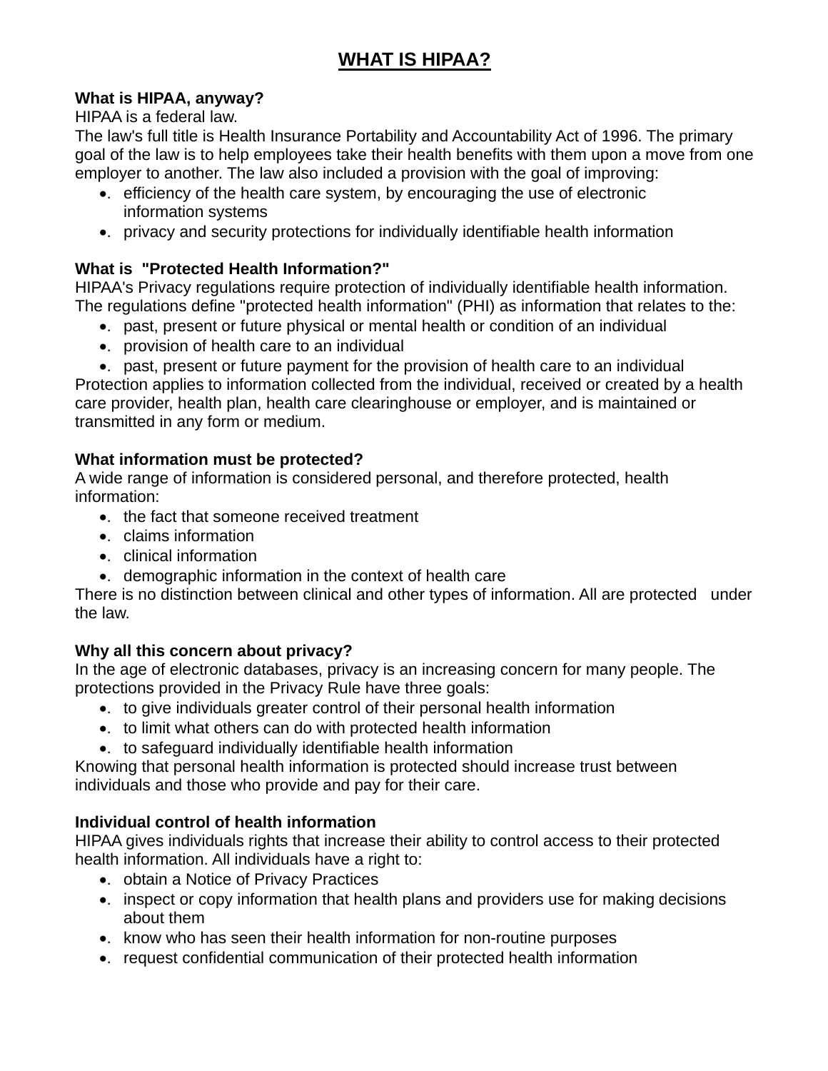# WHAT IS HIPAA?

**What is HIPAA, anyway?**

HIPAA is a federal law.

The law's full title is Health Insurance Portability and Accountability Act of 1996. The primary goal of the law is to help employees take their health benefits with them upon a move from one employer to another. The law also included a provision with the goal of improving:

- efficiency of the health care system, by encouraging the use of electronic information systems
- privacy and security protections for individually identifiable health information

**What is "Protected Health Information?"**

HIPAA's Privacy regulations require protection of individually identifiable health information. The regulations define "protected health information" (PHI) as information that relates to the:

- past, present or future physical or mental health or condition of an individual
- provision of health care to an individual
- past, present or future payment for the provision of health care to an individual

Protection applies to information collected from the individual, received or created by a health care provider, health plan, health care clearinghouse or employer, and is maintained or transmitted in any form or medium.

**What information must be protected?**

A wide range of information is considered personal, and therefore protected, health information:

- the fact that someone received treatment
- claims information
- clinical information
- demographic information in the context of health care

There is no distinction between clinical and other types of information. All are protected under the law.

**Why all this concern about privacy?**

In the age of electronic databases, privacy is an increasing concern for many people. The protections provided in the Privacy Rule have three goals:

- to give individuals greater control of their personal health information
- to limit what others can do with protected health information
- to safeguard individually identifiable health information

Knowing that personal health information is protected should increase trust between individuals and those who provide and pay for their care.

**Individual control of health information**

HIPAA gives individuals rights that increase their ability to control access to their protected health information. All individuals have a right to:

- obtain a Notice of Privacy Practices
- inspect or copy information that health plans and providers use for making decisions about them
- know who has seen their health information for non-routine purposes
- request confidential communication of their protected health information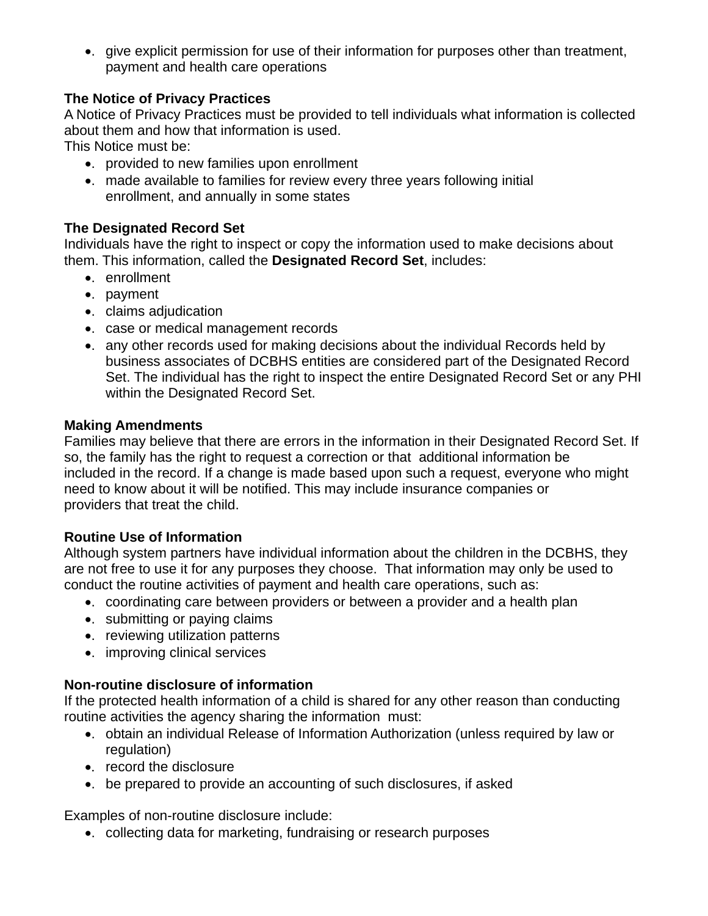- give explicit permission for use of their information for purposes other than treatment, payment and health care operations

**The Notice of Privacy Practices**

A Notice of Privacy Practices must be provided to tell individuals what information is collected about them and how that information is used.

This Notice must be:

- provided to new families upon enrollment
- made available to families for review every three years following initial enrollment, and annually in some states

**The Designated Record Set**

Individuals have the right to inspect or copy the information used to make decisions about them. This information, called the **Designated Record Set**, includes:

- enrollment
- payment
- claims adjudication
- case or medical management records
- any other records used for making decisions about the individual Records held by business associates of DCBHS entities are considered part of the Designated Record Set. The individual has the right to inspect the entire Designated Record Set or any PHI within the Designated Record Set.

**Making Amendments**

Families may believe that there are errors in the information in their Designated Record Set. If so, the family has the right to request a correction or that additional information be included in the record. If a change is made based upon such a request, everyone who might need to know about it will be notified. This may include insurance companies or providers that treat the child.

**Routine Use of Information**

Although system partners have individual information about the children in the DCBHS, they are not free to use it for any purposes they choose. That information may only be used to conduct the routine activities of payment and health care operations, such as:

- coordinating care between providers or between a provider and a health plan
- submitting or paying claims
- reviewing utilization patterns
- improving clinical services

**Non-routine disclosure of information**

If the protected health information of a child is shared for any other reason than conducting routine activities the agency sharing the information must:

- obtain an individual Release of Information Authorization (unless required by law or regulation)
- record the disclosure
- be prepared to provide an accounting of such disclosures, if asked

Examples of non-routine disclosure include:

- collecting data for marketing, fundraising or research purposes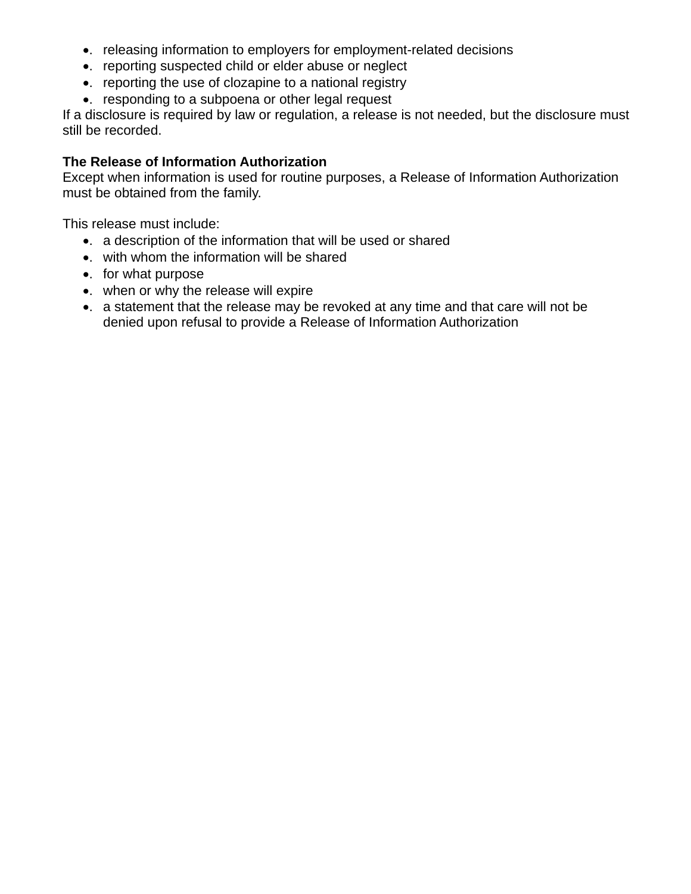- releasing information to employers for employment-related decisions
- reporting suspected child or elder abuse or neglect
- reporting the use of clozapine to a national registry
- responding to a subpoena or other legal request

If a disclosure is required by law or regulation, a release is not needed, but the disclosure must still be recorded.

**The Release of Information Authorization**

Except when information is used for routine purposes, a Release of Information Authorization must be obtained from the family.

This release must include:

- a description of the information that will be used or shared
- with whom the information will be shared
- for what purpose
- when or why the release will expire
- a statement that the release may be revoked at any time and that care will not be denied upon refusal to provide a Release of Information Authorization